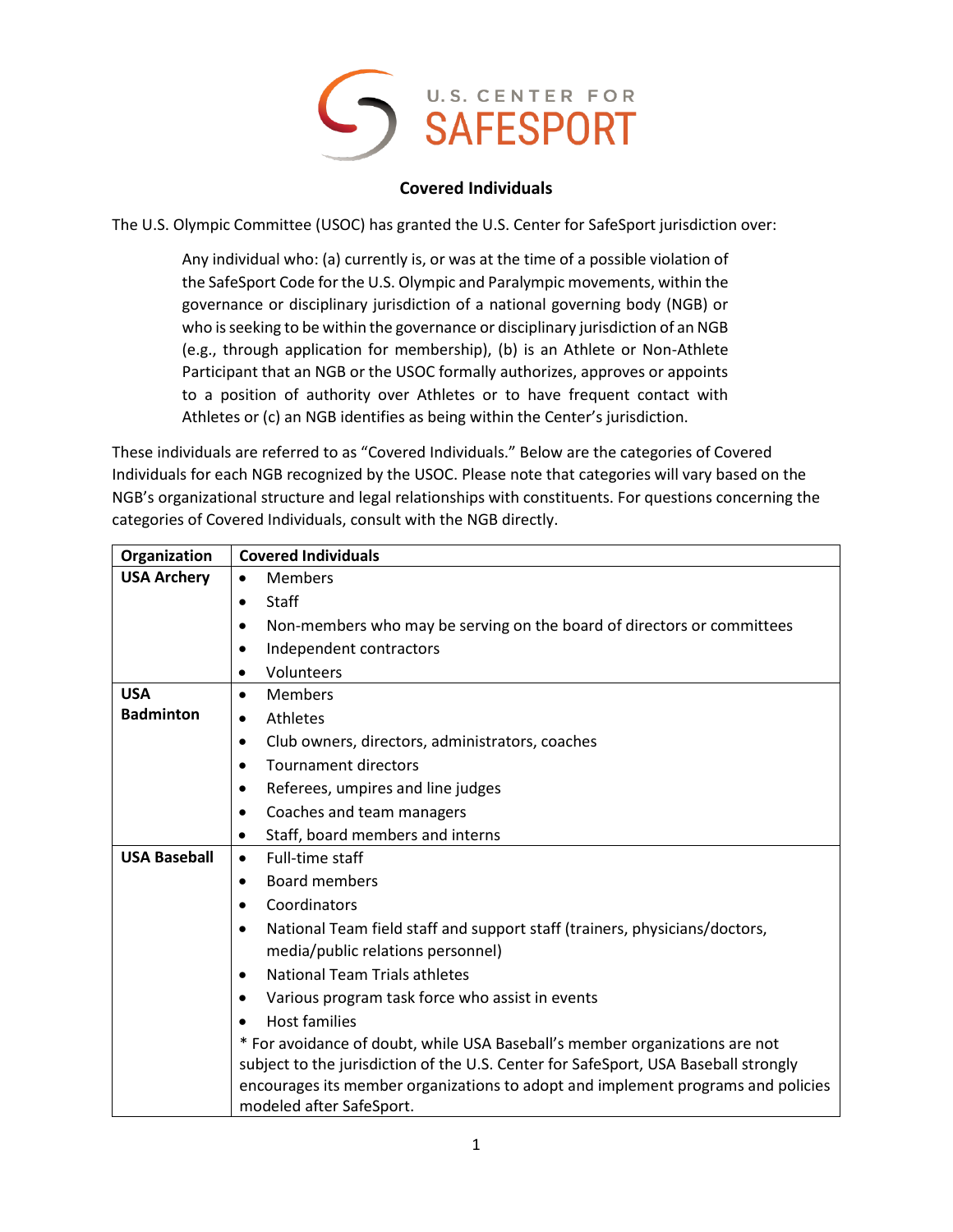U.S. CENTER FOR SAFESPORT

## Covered Individuals

The U.S. Olympic Committee (USOC) has granted the U.S. Center for SafeSport jurisdiction over:

> Any individual who: (a) currently is, or was at the time of a possible violation of the SafeSport Code for the U.S. Olympic and Paralympic movements, within the governance or disciplinary jurisdiction of a national governing body (NGB) or who is seeking to be within the governance or disciplinary jurisdiction of an NGB (e.g., through application for membership), (b) is an Athlete or Non-Athlete Participant that an NGB or the USOC formally authorizes, approves or appoints to a position of authority over Athletes or to have frequent contact with Athletes or (c) an NGB identifies as being within the Center's jurisdiction.

These individuals are referred to as "Covered Individuals." Below are the categories of Covered Individuals for each NGB recognized by the USOC. Please note that categories will vary based on the NGB's organizational structure and legal relationships with constituents. For questions concerning the categories of Covered Individuals, consult with the NGB directly.

| Organization | Covered Individuals |
|---|---|
| **USA Archery** | • Members<br>• Staff<br>• Non-members who may be serving on the board of directors or committees<br>• Independent contractors<br>• Volunteers |
| **USA Badminton** | • Members<br>• Athletes<br>• Club owners, directors, administrators, coaches<br>• Tournament directors<br>• Referees, umpires and line judges<br>• Coaches and team managers<br>• Staff, board members and interns |
| **USA Baseball** | • Full-time staff<br>• Board members<br>• Coordinators<br>• National Team field staff and support staff (trainers, physicians/doctors, media/public relations personnel)<br>• National Team Trials athletes<br>• Various program task force who assist in events<br>• Host families<br>* For avoidance of doubt, while USA Baseball's member organizations are not subject to the jurisdiction of the U.S. Center for SafeSport, USA Baseball strongly encourages its member organizations to adopt and implement programs and policies modeled after SafeSport. |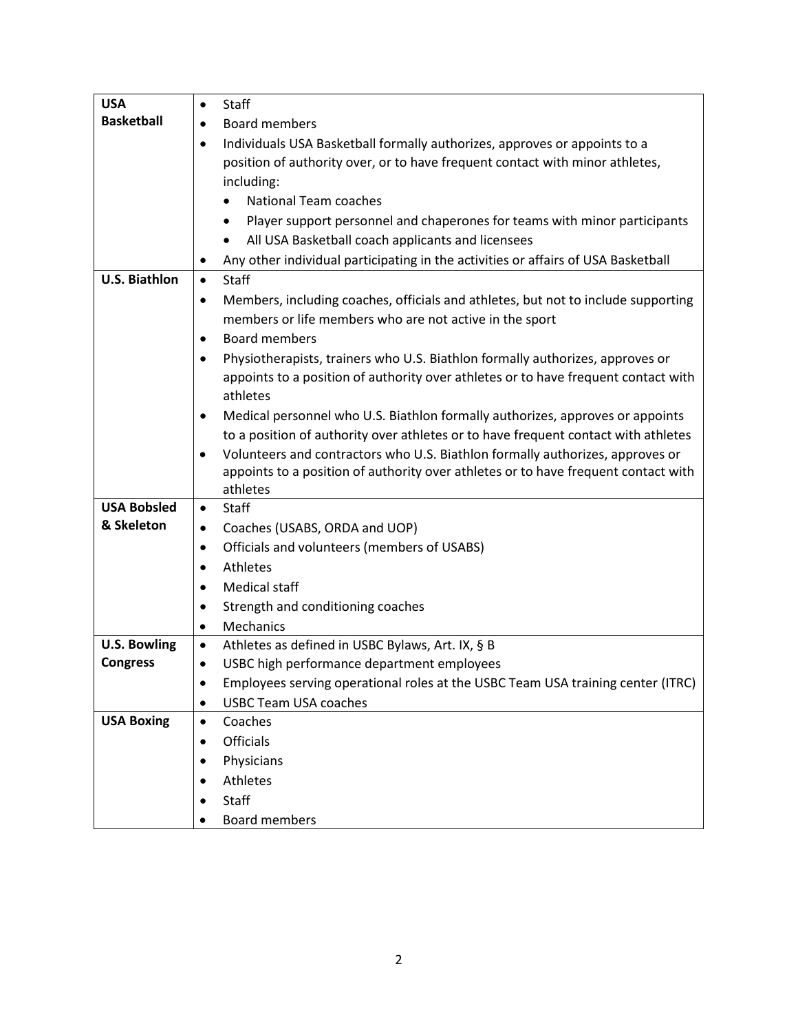| | |
|---|---|
| **USA Basketball** | • Staff<br>• Board members<br>• Individuals USA Basketball formally authorizes, approves or appoints to a position of authority over, or to have frequent contact with minor athletes, including:<br>&nbsp;&nbsp;&nbsp;&nbsp;• National Team coaches<br>&nbsp;&nbsp;&nbsp;&nbsp;• Player support personnel and chaperones for teams with minor participants<br>&nbsp;&nbsp;&nbsp;&nbsp;• All USA Basketball coach applicants and licensees<br>• Any other individual participating in the activities or affairs of USA Basketball |
| **U.S. Biathlon** | • Staff<br>• Members, including coaches, officials and athletes, but not to include supporting members or life members who are not active in the sport<br>• Board members<br>• Physiotherapists, trainers who U.S. Biathlon formally authorizes, approves or appoints to a position of authority over athletes or to have frequent contact with athletes<br>• Medical personnel who U.S. Biathlon formally authorizes, approves or appoints to a position of authority over athletes or to have frequent contact with athletes<br>• Volunteers and contractors who U.S. Biathlon formally authorizes, approves or appoints to a position of authority over athletes or to have frequent contact with athletes |
| **USA Bobsled & Skeleton** | • Staff<br>• Coaches (USABS, ORDA and UOP)<br>• Officials and volunteers (members of USABS)<br>• Athletes<br>• Medical staff<br>• Strength and conditioning coaches<br>• Mechanics |
| **U.S. Bowling Congress** | • Athletes as defined in USBC Bylaws, Art. IX, § B<br>• USBC high performance department employees<br>• Employees serving operational roles at the USBC Team USA training center (ITRC)<br>• USBC Team USA coaches |
| **USA Boxing** | • Coaches<br>• Officials<br>• Physicians<br>• Athletes<br>• Staff<br>• Board members |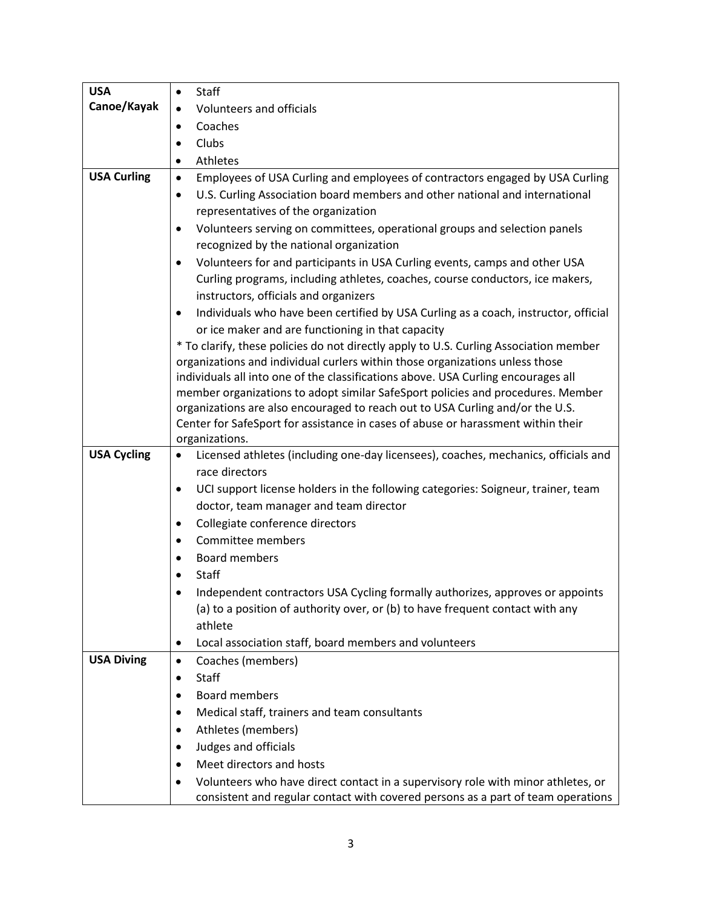| USA Canoe/Kayak | <ul><li>Staff</li><li>Volunteers and officials</li><li>Coaches</li><li>Clubs</li><li>Athletes</li></ul> |
|---|---|
| **USA Curling** | <ul><li>Employees of USA Curling and employees of contractors engaged by USA Curling</li><li>U.S. Curling Association board members and other national and international representatives of the organization</li><li>Volunteers serving on committees, operational groups and selection panels recognized by the national organization</li><li>Volunteers for and participants in USA Curling events, camps and other USA Curling programs, including athletes, coaches, course conductors, ice makers, instructors, officials and organizers</li><li>Individuals who have been certified by USA Curling as a coach, instructor, official or ice maker and are functioning in that capacity</li></ul>* To clarify, these policies do not directly apply to U.S. Curling Association member organizations and individual curlers within those organizations unless those individuals all into one of the classifications above. USA Curling encourages all member organizations to adopt similar SafeSport policies and procedures. Member organizations are also encouraged to reach out to USA Curling and/or the U.S. Center for SafeSport for assistance in cases of abuse or harassment within their organizations. |
| **USA Cycling** | <ul><li>Licensed athletes (including one-day licensees), coaches, mechanics, officials and race directors</li><li>UCI support license holders in the following categories: Soigneur, trainer, team doctor, team manager and team director</li><li>Collegiate conference directors</li><li>Committee members</li><li>Board members</li><li>Staff</li><li>Independent contractors USA Cycling formally authorizes, approves or appoints (a) to a position of authority over, or (b) to have frequent contact with any athlete</li><li>Local association staff, board members and volunteers</li></ul> |
| **USA Diving** | <ul><li>Coaches (members)</li><li>Staff</li><li>Board members</li><li>Medical staff, trainers and team consultants</li><li>Athletes (members)</li><li>Judges and officials</li><li>Meet directors and hosts</li><li>Volunteers who have direct contact in a supervisory role with minor athletes, or consistent and regular contact with covered persons as a part of team operations</li></ul> |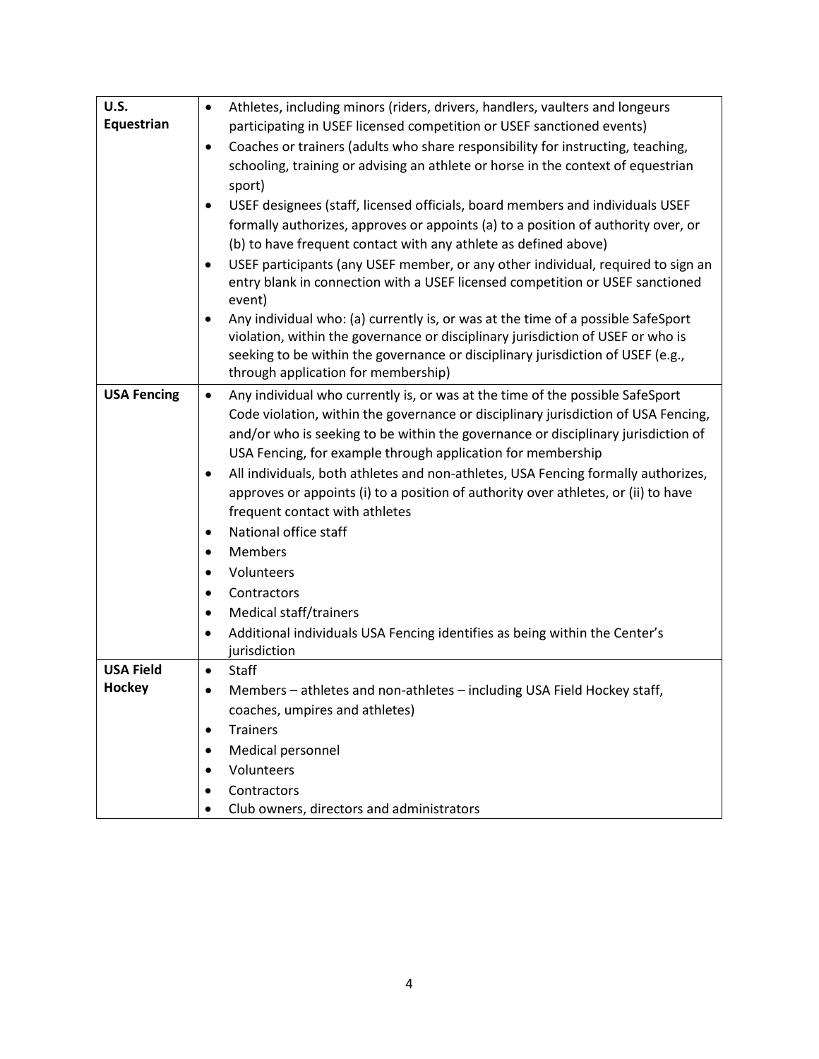| | |
|---|---|
| **U.S. Equestrian** | • Athletes, including minors (riders, drivers, handlers, vaulters and longeurs participating in USEF licensed competition or USEF sanctioned events)<br>• Coaches or trainers (adults who share responsibility for instructing, teaching, schooling, training or advising an athlete or horse in the context of equestrian sport)<br>• USEF designees (staff, licensed officials, board members and individuals USEF formally authorizes, approves or appoints (a) to a position of authority over, or (b) to have frequent contact with any athlete as defined above)<br>• USEF participants (any USEF member, or any other individual, required to sign an entry blank in connection with a USEF licensed competition or USEF sanctioned event)<br>• Any individual who: (a) currently is, or was at the time of a possible SafeSport violation, within the governance or disciplinary jurisdiction of USEF or who is seeking to be within the governance or disciplinary jurisdiction of USEF (e.g., through application for membership) |
| **USA Fencing** | • Any individual who currently is, or was at the time of the possible SafeSport Code violation, within the governance or disciplinary jurisdiction of USA Fencing, and/or who is seeking to be within the governance or disciplinary jurisdiction of USA Fencing, for example through application for membership<br>• All individuals, both athletes and non-athletes, USA Fencing formally authorizes, approves or appoints (i) to a position of authority over athletes, or (ii) to have frequent contact with athletes<br>• National office staff<br>• Members<br>• Volunteers<br>• Contractors<br>• Medical staff/trainers<br>• Additional individuals USA Fencing identifies as being within the Center's jurisdiction |
| **USA Field Hockey** | • Staff<br>• Members – athletes and non-athletes – including USA Field Hockey staff, coaches, umpires and athletes)<br>• Trainers<br>• Medical personnel<br>• Volunteers<br>• Contractors<br>• Club owners, directors and administrators |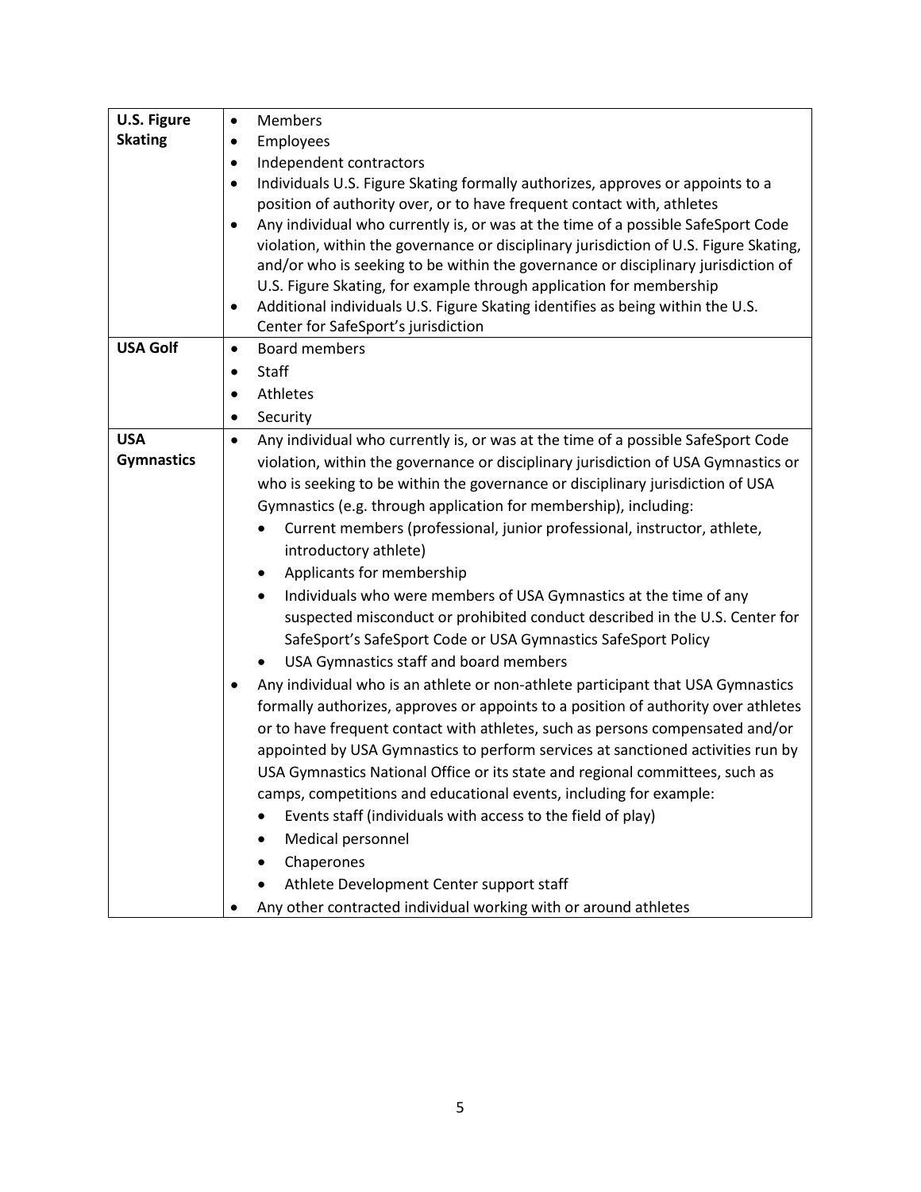| | |
|---|---|
| **U.S. Figure Skating** | • Members<br>• Employees<br>• Independent contractors<br>• Individuals U.S. Figure Skating formally authorizes, approves or appoints to a position of authority over, or to have frequent contact with, athletes<br>• Any individual who currently is, or was at the time of a possible SafeSport Code violation, within the governance or disciplinary jurisdiction of U.S. Figure Skating, and/or who is seeking to be within the governance or disciplinary jurisdiction of U.S. Figure Skating, for example through application for membership<br>• Additional individuals U.S. Figure Skating identifies as being within the U.S. Center for SafeSport's jurisdiction |
| **USA Golf** | • Board members<br>• Staff<br>• Athletes<br>• Security |
| **USA Gymnastics** | • Any individual who currently is, or was at the time of a possible SafeSport Code violation, within the governance or disciplinary jurisdiction of USA Gymnastics or who is seeking to be within the governance or disciplinary jurisdiction of USA Gymnastics (e.g. through application for membership), including:<br>&nbsp;&nbsp;&nbsp;&nbsp;• Current members (professional, junior professional, instructor, athlete, introductory athlete)<br>&nbsp;&nbsp;&nbsp;&nbsp;• Applicants for membership<br>&nbsp;&nbsp;&nbsp;&nbsp;• Individuals who were members of USA Gymnastics at the time of any suspected misconduct or prohibited conduct described in the U.S. Center for SafeSport's SafeSport Code or USA Gymnastics SafeSport Policy<br>&nbsp;&nbsp;&nbsp;&nbsp;• USA Gymnastics staff and board members<br>• Any individual who is an athlete or non-athlete participant that USA Gymnastics formally authorizes, approves or appoints to a position of authority over athletes or to have frequent contact with athletes, such as persons compensated and/or appointed by USA Gymnastics to perform services at sanctioned activities run by USA Gymnastics National Office or its state and regional committees, such as camps, competitions and educational events, including for example:<br>&nbsp;&nbsp;&nbsp;&nbsp;• Events staff (individuals with access to the field of play)<br>&nbsp;&nbsp;&nbsp;&nbsp;• Medical personnel<br>&nbsp;&nbsp;&nbsp;&nbsp;• Chaperones<br>&nbsp;&nbsp;&nbsp;&nbsp;• Athlete Development Center support staff<br>• Any other contracted individual working with or around athletes |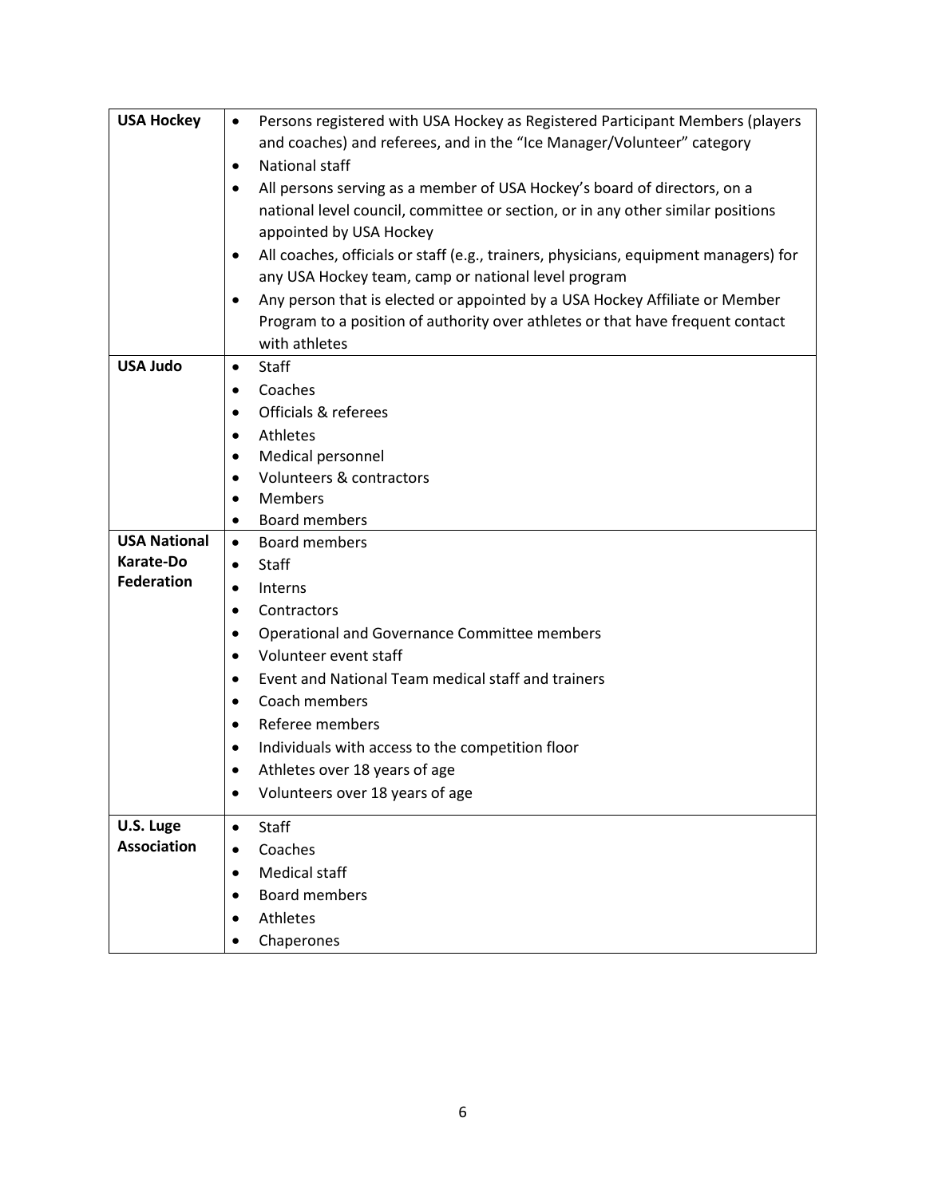| | |
|---|---|
| **USA Hockey** | • Persons registered with USA Hockey as Registered Participant Members (players and coaches) and referees, and in the "Ice Manager/Volunteer" category<br>• National staff<br>• All persons serving as a member of USA Hockey's board of directors, on a national level council, committee or section, or in any other similar positions appointed by USA Hockey<br>• All coaches, officials or staff (e.g., trainers, physicians, equipment managers) for any USA Hockey team, camp or national level program<br>• Any person that is elected or appointed by a USA Hockey Affiliate or Member Program to a position of authority over athletes or that have frequent contact with athletes |
| **USA Judo** | • Staff<br>• Coaches<br>• Officials & referees<br>• Athletes<br>• Medical personnel<br>• Volunteers & contractors<br>• Members<br>• Board members |
| **USA National Karate-Do Federation** | • Board members<br>• Staff<br>• Interns<br>• Contractors<br>• Operational and Governance Committee members<br>• Volunteer event staff<br>• Event and National Team medical staff and trainers<br>• Coach members<br>• Referee members<br>• Individuals with access to the competition floor<br>• Athletes over 18 years of age<br>• Volunteers over 18 years of age |
| **U.S. Luge Association** | • Staff<br>• Coaches<br>• Medical staff<br>• Board members<br>• Athletes<br>• Chaperones |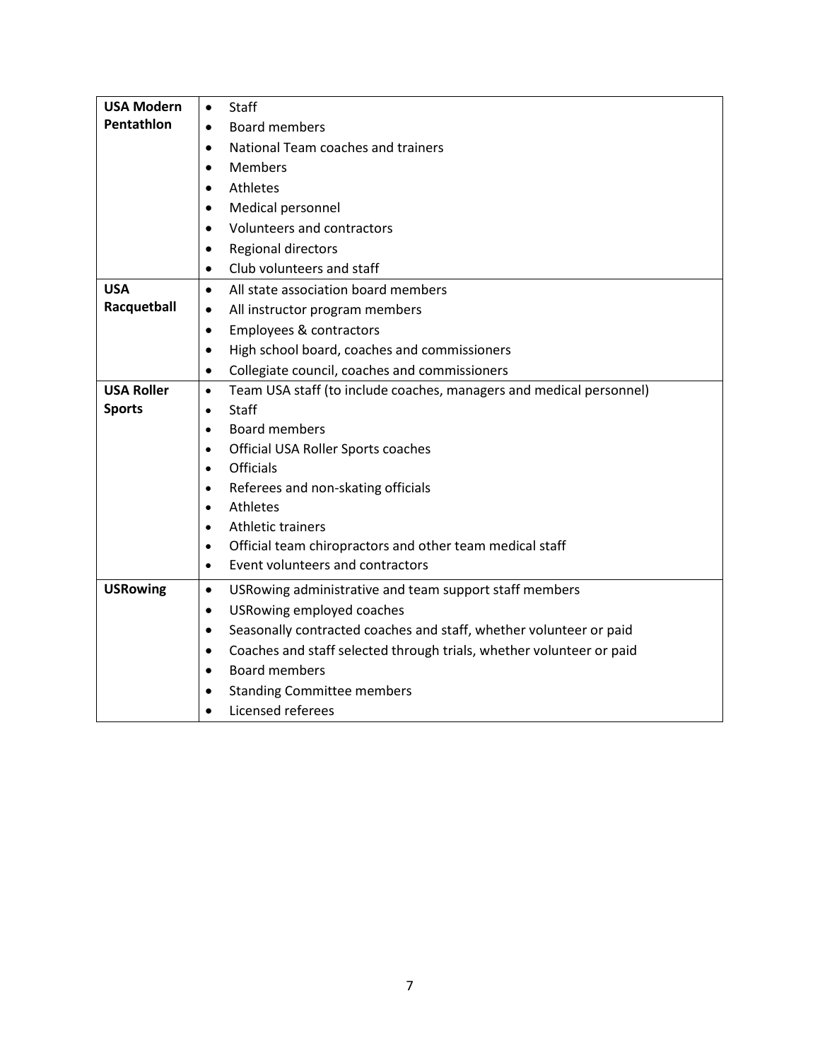| | |
|---|---|
| **USA Modern Pentathlon** | • Staff<br>• Board members<br>• National Team coaches and trainers<br>• Members<br>• Athletes<br>• Medical personnel<br>• Volunteers and contractors<br>• Regional directors<br>• Club volunteers and staff |
| **USA Racquetball** | • All state association board members<br>• All instructor program members<br>• Employees & contractors<br>• High school board, coaches and commissioners<br>• Collegiate council, coaches and commissioners |
| **USA Roller Sports** | • Team USA staff (to include coaches, managers and medical personnel)<br>• Staff<br>• Board members<br>• Official USA Roller Sports coaches<br>• Officials<br>• Referees and non-skating officials<br>• Athletes<br>• Athletic trainers<br>• Official team chiropractors and other team medical staff<br>• Event volunteers and contractors |
| **USRowing** | • USRowing administrative and team support staff members<br>• USRowing employed coaches<br>• Seasonally contracted coaches and staff, whether volunteer or paid<br>• Coaches and staff selected through trials, whether volunteer or paid<br>• Board members<br>• Standing Committee members<br>• Licensed referees |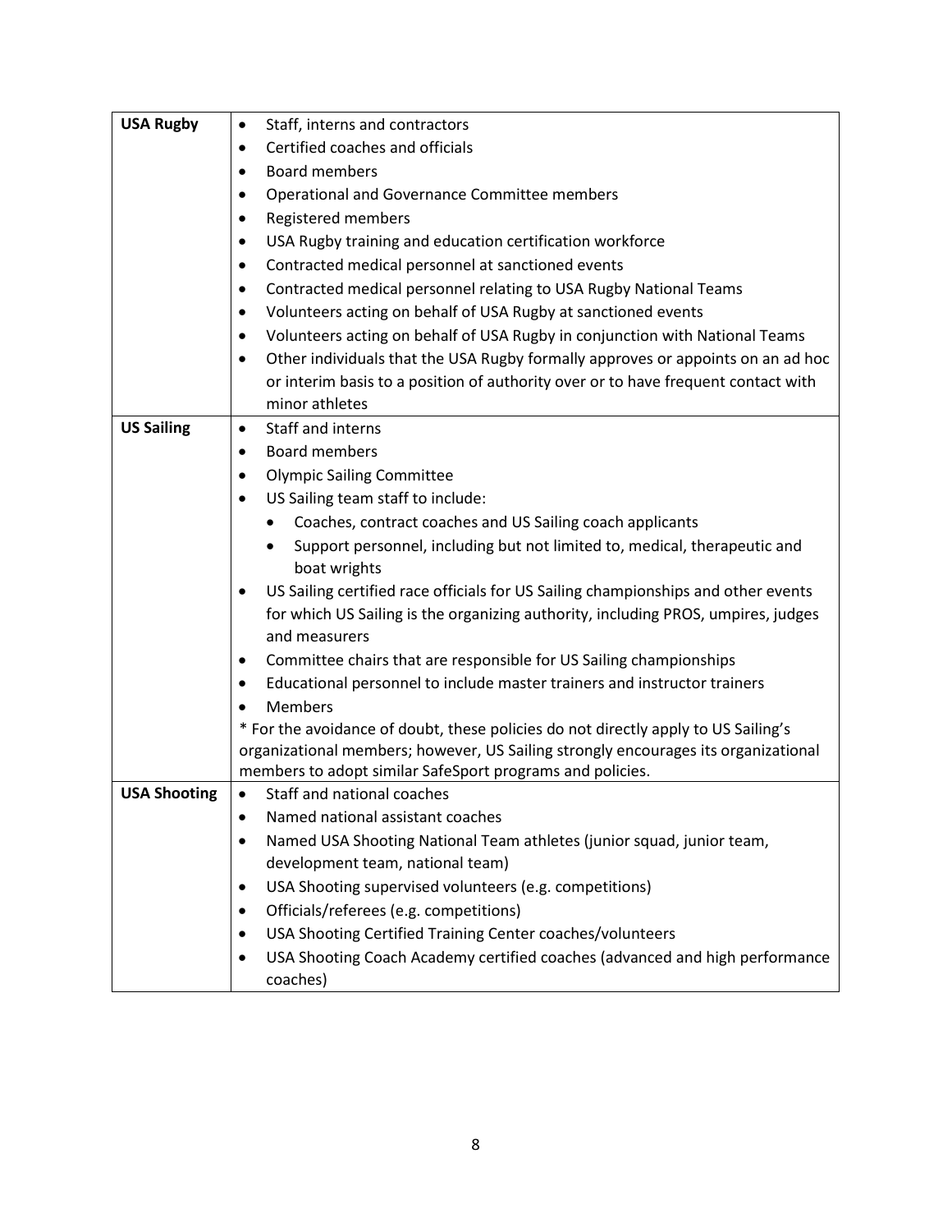| | |
|---|---|
| **USA Rugby** | • Staff, interns and contractors<br>• Certified coaches and officials<br>• Board members<br>• Operational and Governance Committee members<br>• Registered members<br>• USA Rugby training and education certification workforce<br>• Contracted medical personnel at sanctioned events<br>• Contracted medical personnel relating to USA Rugby National Teams<br>• Volunteers acting on behalf of USA Rugby at sanctioned events<br>• Volunteers acting on behalf of USA Rugby in conjunction with National Teams<br>• Other individuals that the USA Rugby formally approves or appoints on an ad hoc or interim basis to a position of authority over or to have frequent contact with minor athletes |
| **US Sailing** | • Staff and interns<br>• Board members<br>• Olympic Sailing Committee<br>• US Sailing team staff to include:<br>&nbsp;&nbsp;&nbsp;&nbsp;• Coaches, contract coaches and US Sailing coach applicants<br>&nbsp;&nbsp;&nbsp;&nbsp;• Support personnel, including but not limited to, medical, therapeutic and boat wrights<br>• US Sailing certified race officials for US Sailing championships and other events for which US Sailing is the organizing authority, including PROS, umpires, judges and measurers<br>• Committee chairs that are responsible for US Sailing championships<br>• Educational personnel to include master trainers and instructor trainers<br>• Members<br>* For the avoidance of doubt, these policies do not directly apply to US Sailing's organizational members; however, US Sailing strongly encourages its organizational members to adopt similar SafeSport programs and policies. |
| **USA Shooting** | • Staff and national coaches<br>• Named national assistant coaches<br>• Named USA Shooting National Team athletes (junior squad, junior team, development team, national team)<br>• USA Shooting supervised volunteers (e.g. competitions)<br>• Officials/referees (e.g. competitions)<br>• USA Shooting Certified Training Center coaches/volunteers<br>• USA Shooting Coach Academy certified coaches (advanced and high performance coaches) |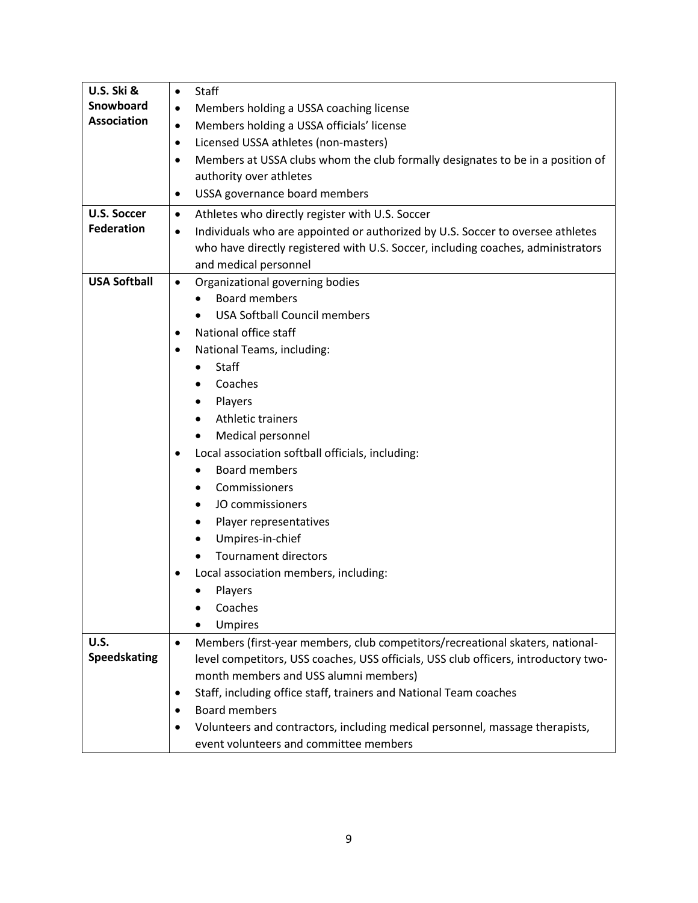| | |
|---|---|
| **U.S. Ski & Snowboard Association** | • Staff<br>• Members holding a USSA coaching license<br>• Members holding a USSA officials' license<br>• Licensed USSA athletes (non-masters)<br>• Members at USSA clubs whom the club formally designates to be in a position of authority over athletes<br>• USSA governance board members |
| **U.S. Soccer Federation** | • Athletes who directly register with U.S. Soccer<br>• Individuals who are appointed or authorized by U.S. Soccer to oversee athletes who have directly registered with U.S. Soccer, including coaches, administrators and medical personnel |
| **USA Softball** | • Organizational governing bodies<br>  • Board members<br>  • USA Softball Council members<br>• National office staff<br>• National Teams, including:<br>  • Staff<br>  • Coaches<br>  • Players<br>  • Athletic trainers<br>  • Medical personnel<br>• Local association softball officials, including:<br>  • Board members<br>  • Commissioners<br>  • JO commissioners<br>  • Player representatives<br>  • Umpires-in-chief<br>  • Tournament directors<br>• Local association members, including:<br>  • Players<br>  • Coaches<br>  • Umpires |
| **U.S. Speedskating** | • Members (first-year members, club competitors/recreational skaters, national-level competitors, USS coaches, USS officials, USS club officers, introductory two-month members and USS alumni members)<br>• Staff, including office staff, trainers and National Team coaches<br>• Board members<br>• Volunteers and contractors, including medical personnel, massage therapists, event volunteers and committee members |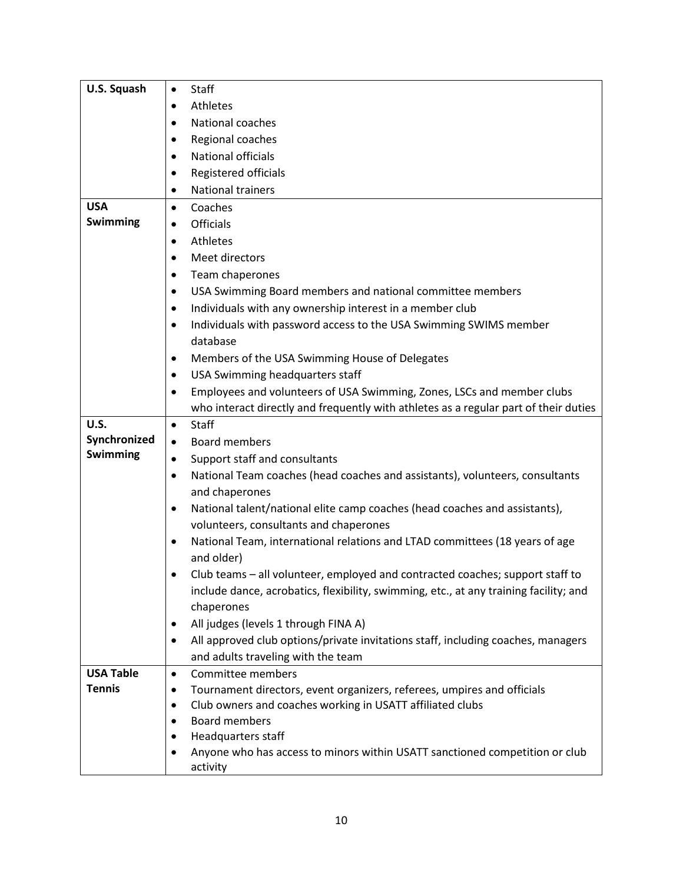| | |
|---|---|
| **U.S. Squash** | • Staff<br>• Athletes<br>• National coaches<br>• Regional coaches<br>• National officials<br>• Registered officials<br>• National trainers |
| **USA Swimming** | • Coaches<br>• Officials<br>• Athletes<br>• Meet directors<br>• Team chaperones<br>• USA Swimming Board members and national committee members<br>• Individuals with any ownership interest in a member club<br>• Individuals with password access to the USA Swimming SWIMS member database<br>• Members of the USA Swimming House of Delegates<br>• USA Swimming headquarters staff<br>• Employees and volunteers of USA Swimming, Zones, LSCs and member clubs who interact directly and frequently with athletes as a regular part of their duties |
| **U.S. Synchronized Swimming** | • Staff<br>• Board members<br>• Support staff and consultants<br>• National Team coaches (head coaches and assistants), volunteers, consultants and chaperones<br>• National talent/national elite camp coaches (head coaches and assistants), volunteers, consultants and chaperones<br>• National Team, international relations and LTAD committees (18 years of age and older)<br>• Club teams – all volunteer, employed and contracted coaches; support staff to include dance, acrobatics, flexibility, swimming, etc., at any training facility; and chaperones<br>• All judges (levels 1 through FINA A)<br>• All approved club options/private invitations staff, including coaches, managers and adults traveling with the team |
| **USA Table Tennis** | • Committee members<br>• Tournament directors, event organizers, referees, umpires and officials<br>• Club owners and coaches working in USATT affiliated clubs<br>• Board members<br>• Headquarters staff<br>• Anyone who has access to minors within USATT sanctioned competition or club activity |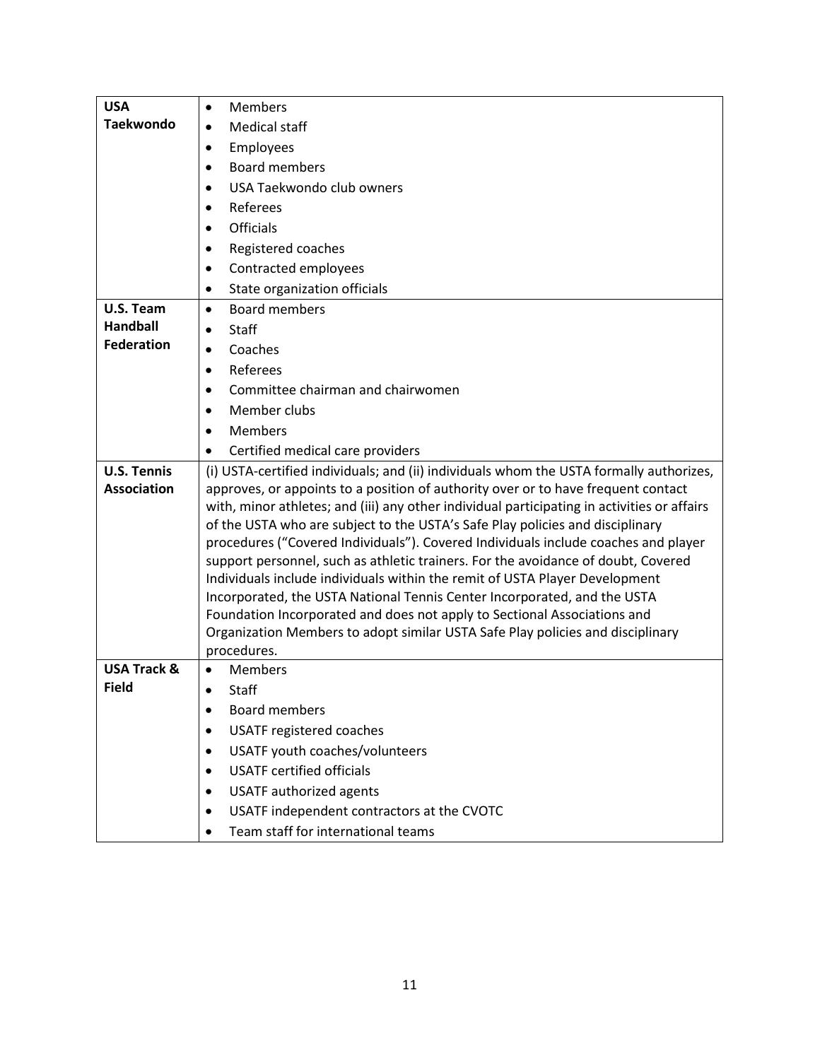| | |
|---|---|
| **USA Taekwondo** | • Members<br>• Medical staff<br>• Employees<br>• Board members<br>• USA Taekwondo club owners<br>• Referees<br>• Officials<br>• Registered coaches<br>• Contracted employees<br>• State organization officials |
| **U.S. Team Handball Federation** | • Board members<br>• Staff<br>• Coaches<br>• Referees<br>• Committee chairman and chairwomen<br>• Member clubs<br>• Members<br>• Certified medical care providers |
| **U.S. Tennis Association** | (i) USTA-certified individuals; and (ii) individuals whom the USTA formally authorizes, approves, or appoints to a position of authority over or to have frequent contact with, minor athletes; and (iii) any other individual participating in activities or affairs of the USTA who are subject to the USTA's Safe Play policies and disciplinary procedures ("Covered Individuals"). Covered Individuals include coaches and player support personnel, such as athletic trainers. For the avoidance of doubt, Covered Individuals include individuals within the remit of USTA Player Development Incorporated, the USTA National Tennis Center Incorporated, and the USTA Foundation Incorporated and does not apply to Sectional Associations and Organization Members to adopt similar USTA Safe Play policies and disciplinary procedures. |
| **USA Track & Field** | • Members<br>• Staff<br>• Board members<br>• USATF registered coaches<br>• USATF youth coaches/volunteers<br>• USATF certified officials<br>• USATF authorized agents<br>• USATF independent contractors at the CVOTC<br>• Team staff for international teams |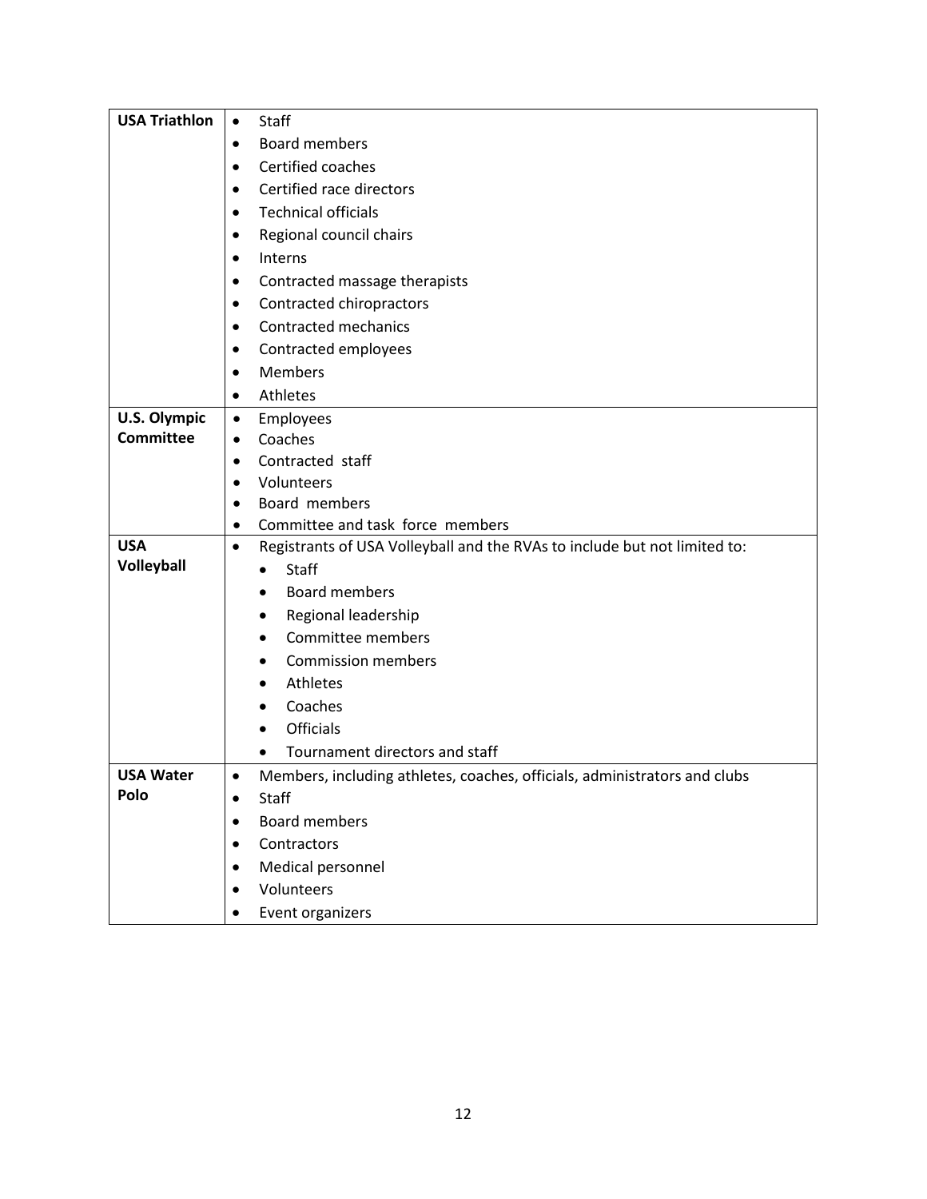| | |
|---|---|
| **USA Triathlon** | • Staff<br>• Board members<br>• Certified coaches<br>• Certified race directors<br>• Technical officials<br>• Regional council chairs<br>• Interns<br>• Contracted massage therapists<br>• Contracted chiropractors<br>• Contracted mechanics<br>• Contracted employees<br>• Members<br>• Athletes |
| **U.S. Olympic Committee** | • Employees<br>• Coaches<br>• Contracted staff<br>• Volunteers<br>• Board members<br>• Committee and task force members |
| **USA Volleyball** | • Registrants of USA Volleyball and the RVAs to include but not limited to:<br>&nbsp;&nbsp;&nbsp;&nbsp;• Staff<br>&nbsp;&nbsp;&nbsp;&nbsp;• Board members<br>&nbsp;&nbsp;&nbsp;&nbsp;• Regional leadership<br>&nbsp;&nbsp;&nbsp;&nbsp;• Committee members<br>&nbsp;&nbsp;&nbsp;&nbsp;• Commission members<br>&nbsp;&nbsp;&nbsp;&nbsp;• Athletes<br>&nbsp;&nbsp;&nbsp;&nbsp;• Coaches<br>&nbsp;&nbsp;&nbsp;&nbsp;• Officials<br>&nbsp;&nbsp;&nbsp;&nbsp;• Tournament directors and staff |
| **USA Water Polo** | • Members, including athletes, coaches, officials, administrators and clubs<br>• Staff<br>• Board members<br>• Contractors<br>• Medical personnel<br>• Volunteers<br>• Event organizers |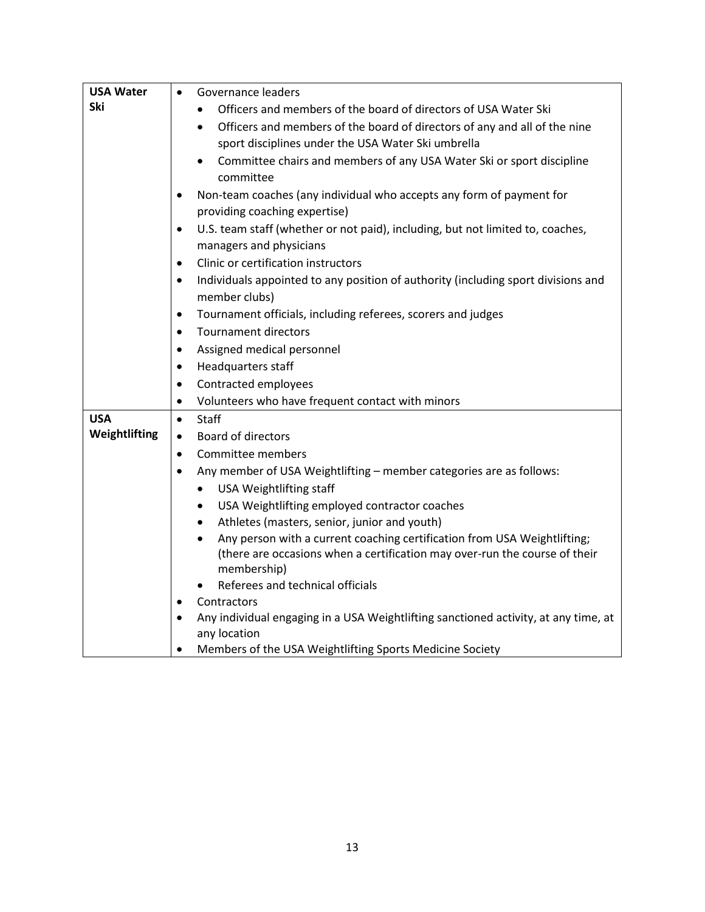| | |
|---|---|
| **USA Water Ski** | • Governance leaders<br>&nbsp;&nbsp;&nbsp;&nbsp;• Officers and members of the board of directors of USA Water Ski<br>&nbsp;&nbsp;&nbsp;&nbsp;• Officers and members of the board of directors of any and all of the nine sport disciplines under the USA Water Ski umbrella<br>&nbsp;&nbsp;&nbsp;&nbsp;• Committee chairs and members of any USA Water Ski or sport discipline committee<br>• Non-team coaches (any individual who accepts any form of payment for providing coaching expertise)<br>• U.S. team staff (whether or not paid), including, but not limited to, coaches, managers and physicians<br>• Clinic or certification instructors<br>• Individuals appointed to any position of authority (including sport divisions and member clubs)<br>• Tournament officials, including referees, scorers and judges<br>• Tournament directors<br>• Assigned medical personnel<br>• Headquarters staff<br>• Contracted employees<br>• Volunteers who have frequent contact with minors |
| **USA Weightlifting** | • Staff<br>• Board of directors<br>• Committee members<br>• Any member of USA Weightlifting – member categories are as follows:<br>&nbsp;&nbsp;&nbsp;&nbsp;• USA Weightlifting staff<br>&nbsp;&nbsp;&nbsp;&nbsp;• USA Weightlifting employed contractor coaches<br>&nbsp;&nbsp;&nbsp;&nbsp;• Athletes (masters, senior, junior and youth)<br>&nbsp;&nbsp;&nbsp;&nbsp;• Any person with a current coaching certification from USA Weightlifting; (there are occasions when a certification may over-run the course of their membership)<br>&nbsp;&nbsp;&nbsp;&nbsp;• Referees and technical officials<br>• Contractors<br>• Any individual engaging in a USA Weightlifting sanctioned activity, at any time, at any location<br>• Members of the USA Weightlifting Sports Medicine Society |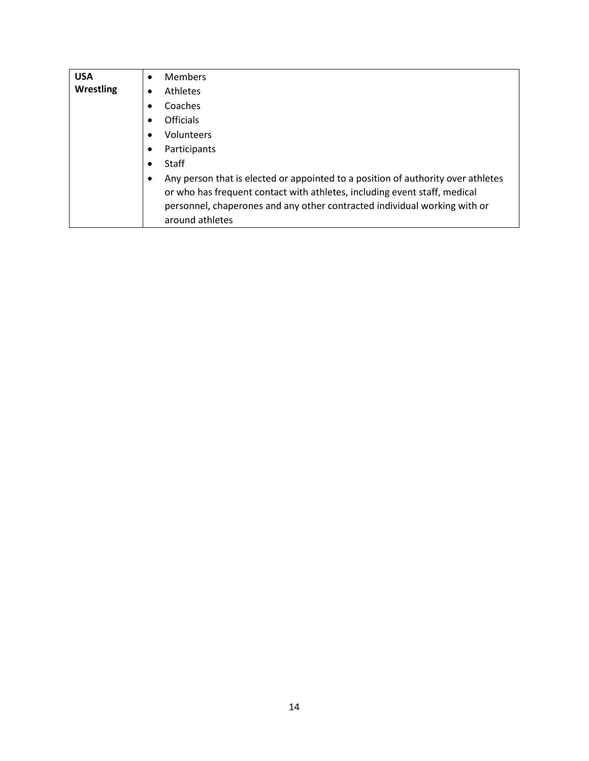| | |
|---|---|
| **USA Wrestling** | • Members<br>• Athletes<br>• Coaches<br>• Officials<br>• Volunteers<br>• Participants<br>• Staff<br>• Any person that is elected or appointed to a position of authority over athletes or who has frequent contact with athletes, including event staff, medical personnel, chaperones and any other contracted individual working with or around athletes |